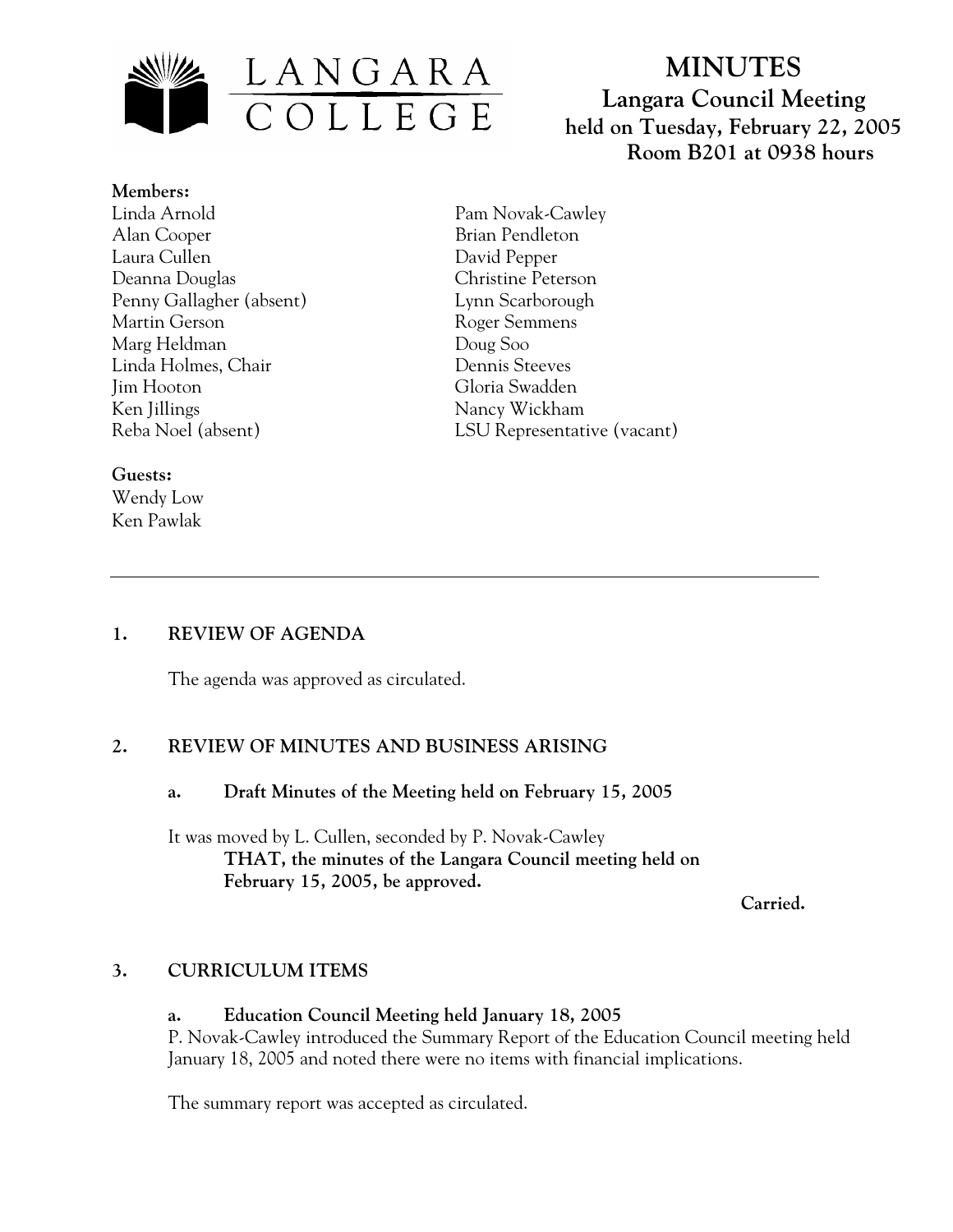LANGARA COLLEGE

# MINUTES

**Langara Council Meeting**
**held on Tuesday, February 22, 2005**
**Room B201 at 0938 hours**

**Members:**

Linda Arnold
Alan Cooper
Laura Cullen
Deanna Douglas
Penny Gallagher (absent)
Martin Gerson
Marg Heldman
Linda Holmes, Chair
Jim Hooton
Ken Jillings
Reba Noel (absent)
Pam Novak-Cawley
Brian Pendleton
David Pepper
Christine Peterson
Lynn Scarborough
Roger Semmens
Doug Soo
Dennis Steeves
Gloria Swadden
Nancy Wickham
LSU Representative (vacant)

**Guests:**

Wendy Low
Ken Pawlak

---

## 1. REVIEW OF AGENDA

The agenda was approved as circulated.

## 2. REVIEW OF MINUTES AND BUSINESS ARISING

### a. Draft Minutes of the Meeting held on February 15, 2005

It was moved by L. Cullen, seconded by P. Novak-Cawley

**THAT, the minutes of the Langara Council meeting held on February 15, 2005, be approved.**

**Carried.**

## 3. CURRICULUM ITEMS

### a. Education Council Meeting held January 18, 2005

P. Novak-Cawley introduced the Summary Report of the Education Council meeting held January 18, 2005 and noted there were no items with financial implications.

The summary report was accepted as circulated.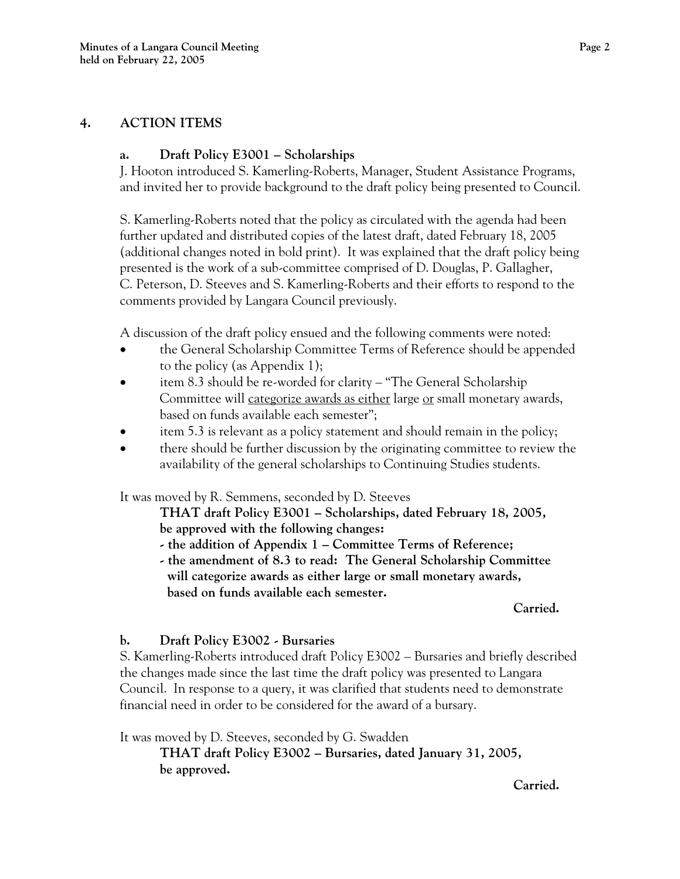## 4. ACTION ITEMS

### a. Draft Policy E3001 – Scholarships

J. Hooton introduced S. Kamerling-Roberts, Manager, Student Assistance Programs, and invited her to provide background to the draft policy being presented to Council.

S. Kamerling-Roberts noted that the policy as circulated with the agenda had been further updated and distributed copies of the latest draft, dated February 18, 2005 (additional changes noted in bold print). It was explained that the draft policy being presented is the work of a sub-committee comprised of D. Douglas, P. Gallagher, C. Peterson, D. Steeves and S. Kamerling-Roberts and their efforts to respond to the comments provided by Langara Council previously.

A discussion of the draft policy ensued and the following comments were noted:

- the General Scholarship Committee Terms of Reference should be appended to the policy (as Appendix 1);
- item 8.3 should be re-worded for clarity – "The General Scholarship Committee will <u>categorize awards as either</u> large <u>or</u> small monetary awards, based on funds available each semester";
- item 5.3 is relevant as a policy statement and should remain in the policy;
- there should be further discussion by the originating committee to review the availability of the general scholarships to Continuing Studies students.

It was moved by R. Semmens, seconded by D. Steeves

> **THAT draft Policy E3001 – Scholarships, dated February 18, 2005, be approved with the following changes:**
> **- the addition of Appendix 1 – Committee Terms of Reference;**
> **- the amendment of 8.3 to read: The General Scholarship Committee will categorize awards as either large or small monetary awards, based on funds available each semester.**

**Carried.**

### b. Draft Policy E3002 - Bursaries

S. Kamerling-Roberts introduced draft Policy E3002 – Bursaries and briefly described the changes made since the last time the draft policy was presented to Langara Council. In response to a query, it was clarified that students need to demonstrate financial need in order to be considered for the award of a bursary.

It was moved by D. Steeves, seconded by G. Swadden

> **THAT draft Policy E3002 – Bursaries, dated January 31, 2005, be approved.**

**Carried.**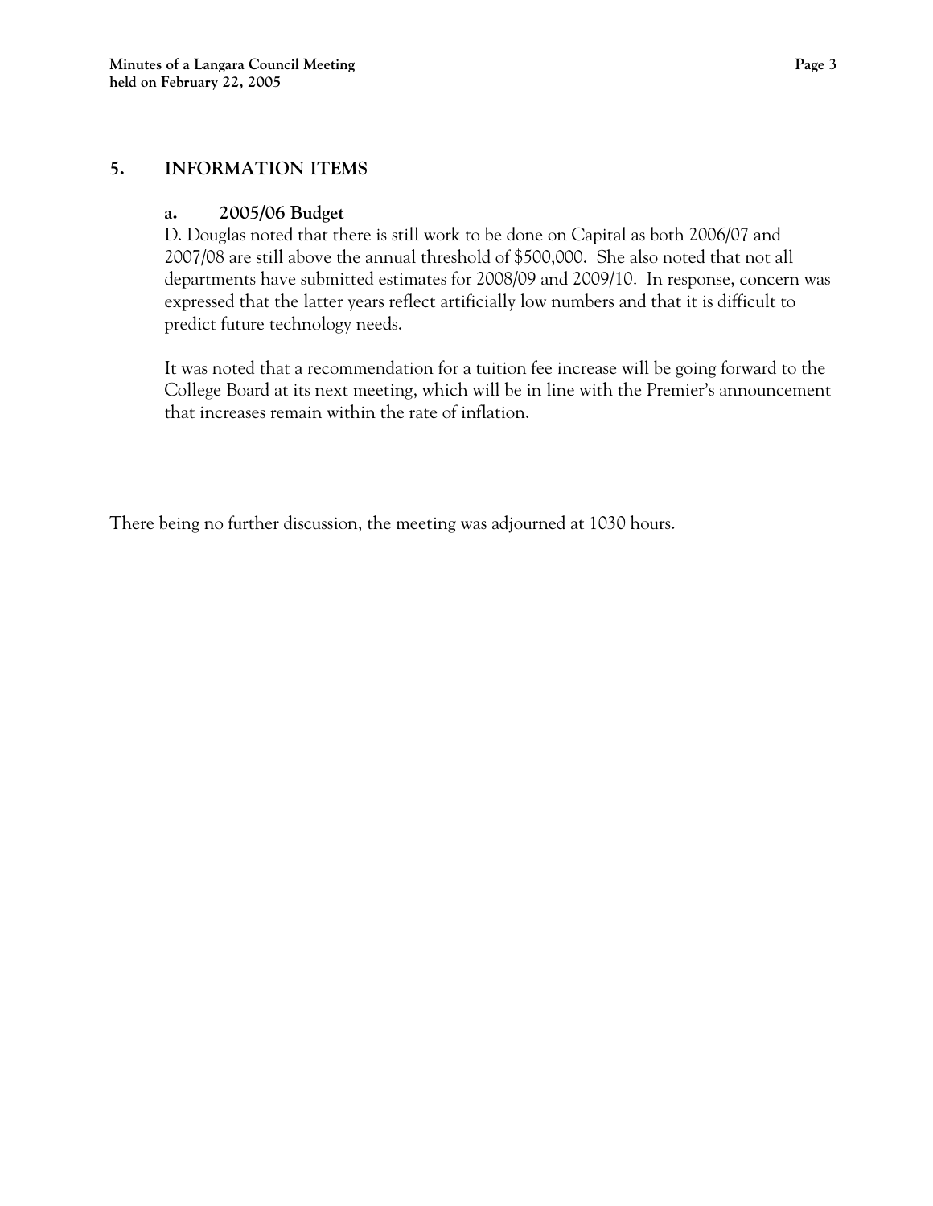## 5. INFORMATION ITEMS

### a. 2005/06 Budget

D. Douglas noted that there is still work to be done on Capital as both 2006/07 and 2007/08 are still above the annual threshold of $500,000. She also noted that not all departments have submitted estimates for 2008/09 and 2009/10. In response, concern was expressed that the latter years reflect artificially low numbers and that it is difficult to predict future technology needs.

It was noted that a recommendation for a tuition fee increase will be going forward to the College Board at its next meeting, which will be in line with the Premier's announcement that increases remain within the rate of inflation.

There being no further discussion, the meeting was adjourned at 1030 hours.